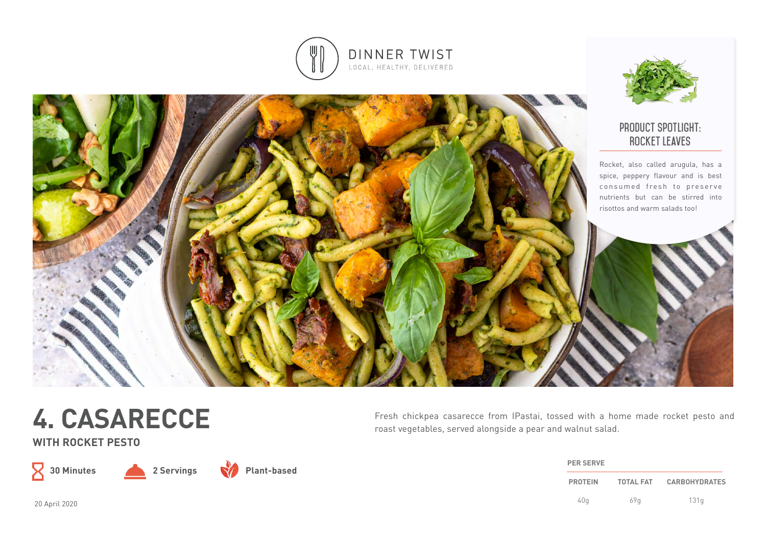DINNER TWIST

LOCAL, HEALTHY, DELIVERED

## PRODUCT SPOTLIGHT: ROCKET LEAVES

Rocket, also called arugula, has a spice, peppery flavour and is best consumed fresh to preserve nutrients but can be stirred into risottos and warm salads too!

# 4. CASARECCE

## WITH ROCKET PESTO

**30 Minutes** **2 Servings** **Plant-based**

20 April 2020

Fresh chickpea casarecce from IPastai, tossed with a home made rocket pesto and roast vegetables, served alongside a pear and walnut salad.

**PER SERVE**

| PROTEIN | TOTAL FAT | CARBOHYDRATES |
|---|---|---|
| 40g | 69g | 131g |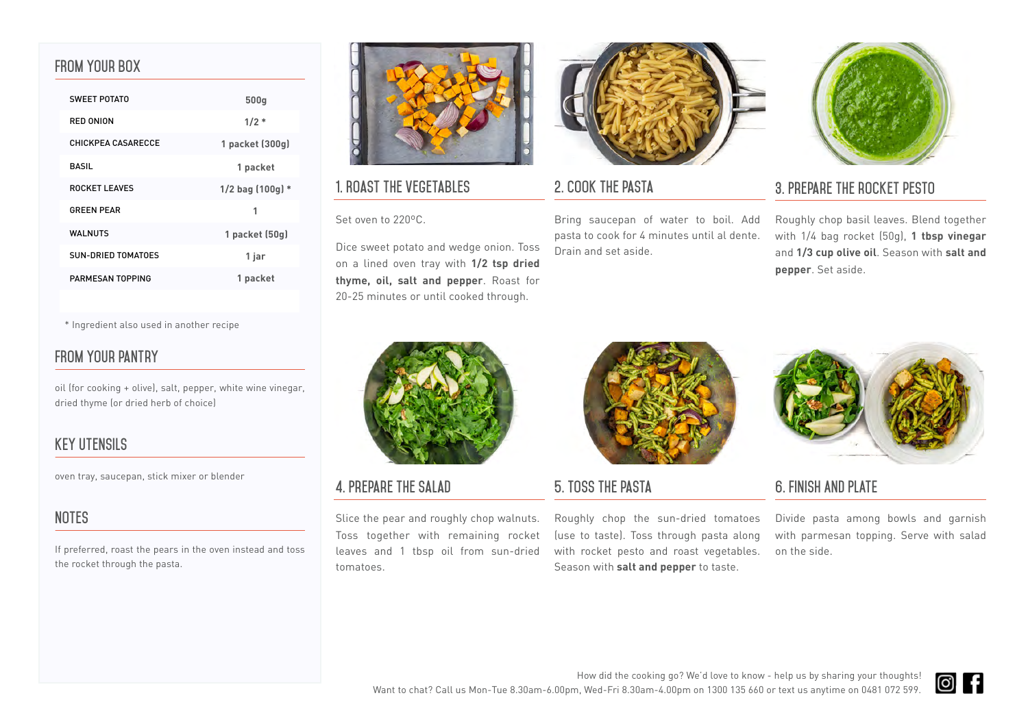## FROM YOUR BOX

| | |
|---|---|
| SWEET POTATO | 500g |
| RED ONION | 1/2 * |
| CHICKPEA CASARECCE | 1 packet (300g) |
| BASIL | 1 packet |
| ROCKET LEAVES | 1/2 bag (100g) * |
| GREEN PEAR | 1 |
| WALNUTS | 1 packet (50g) |
| SUN-DRIED TOMATOES | 1 jar |
| PARMESAN TOPPING | 1 packet |

* Ingredient also used in another recipe

## FROM YOUR PANTRY

oil (for cooking + olive), salt, pepper, white wine vinegar, dried thyme (or dried herb of choice)

## KEY UTENSILS

oven tray, saucepan, stick mixer or blender

## NOTES

If preferred, roast the pears in the oven instead and toss the rocket through the pasta.

## 1. ROAST THE VEGETABLES

Set oven to 220ºC.

Dice sweet potato and wedge onion. Toss on a lined oven tray with **1/2 tsp dried thyme, oil, salt and pepper**. Roast for 20-25 minutes or until cooked through.

## 2. COOK THE PASTA

Bring saucepan of water to boil. Add pasta to cook for 4 minutes until al dente. Drain and set aside.

## 3. PREPARE THE ROCKET PESTO

Roughly chop basil leaves. Blend together with 1/4 bag rocket (50g), **1 tbsp vinegar** and **1/3 cup olive oil**. Season with **salt and pepper**. Set aside.

## 4. PREPARE THE SALAD

Slice the pear and roughly chop walnuts. Toss together with remaining rocket leaves and 1 tbsp oil from sun-dried tomatoes.

## 5. TOSS THE PASTA

Roughly chop the sun-dried tomatoes (use to taste). Toss through pasta along with rocket pesto and roast vegetables. Season with **salt and pepper** to taste.

## 6. FINISH AND PLATE

Divide pasta among bowls and garnish with parmesan topping. Serve with salad on the side.

How did the cooking go? We'd love to know - help us by sharing your thoughts!
Want to chat? Call us Mon-Tue 8.30am-6.00pm, Wed-Fri 8.30am-4.00pm on 1300 135 660 or text us anytime on 0481 072 599.